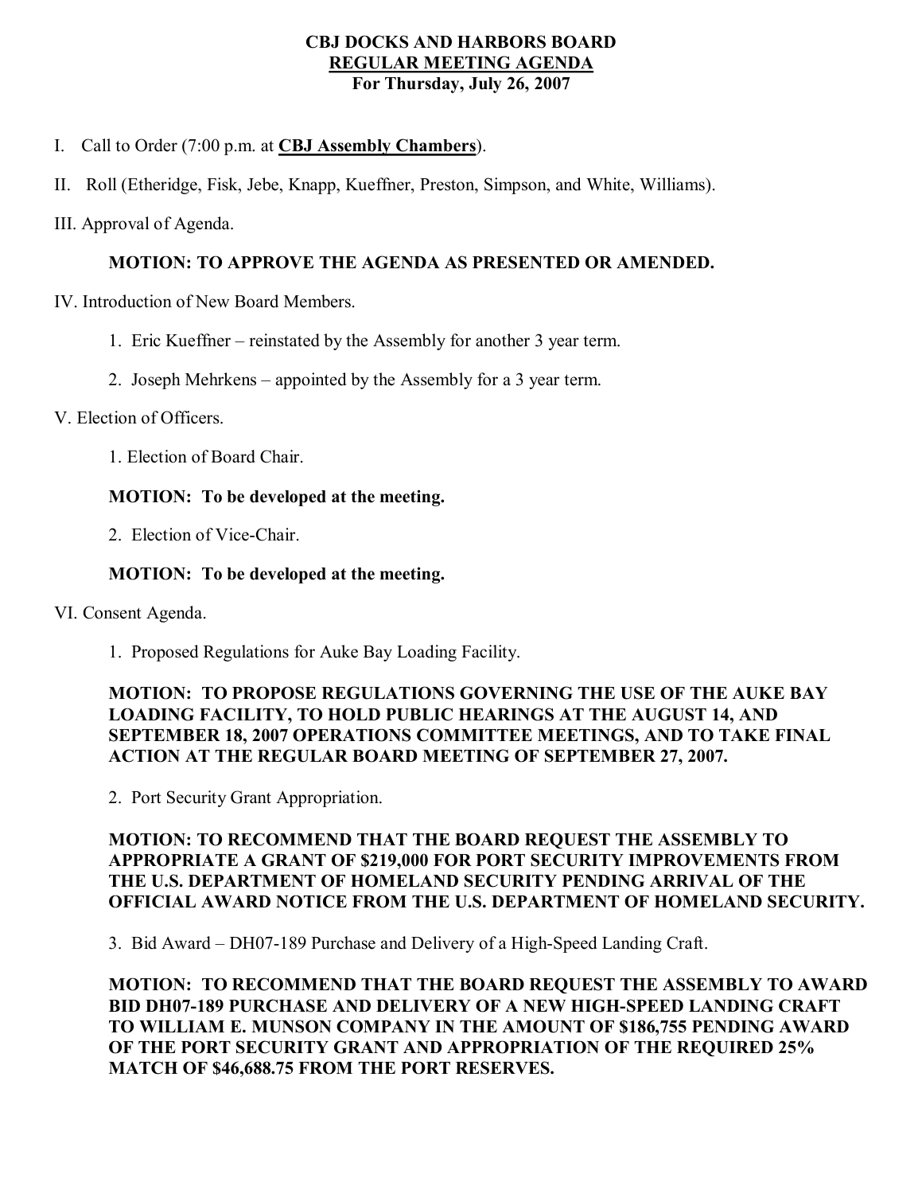**CBJ DOCKS AND HARBORS BOARD**
**REGULAR MEETING AGENDA**
**For Thursday, July 26, 2007**

I. Call to Order (7:00 p.m. at **CBJ Assembly Chambers**).

II. Roll (Etheridge, Fisk, Jebe, Knapp, Kueffner, Preston, Simpson, and White, Williams).

III. Approval of Agenda.

**MOTION: TO APPROVE THE AGENDA AS PRESENTED OR AMENDED.**

IV. Introduction of New Board Members.

1. Eric Kueffner – reinstated by the Assembly for another 3 year term.
2. Joseph Mehrkens – appointed by the Assembly for a 3 year term.

V. Election of Officers.

1. Election of Board Chair.

**MOTION: To be developed at the meeting.**

2. Election of Vice-Chair.

**MOTION: To be developed at the meeting.**

VI. Consent Agenda.

1. Proposed Regulations for Auke Bay Loading Facility.

**MOTION: TO PROPOSE REGULATIONS GOVERNING THE USE OF THE AUKE BAY LOADING FACILITY, TO HOLD PUBLIC HEARINGS AT THE AUGUST 14, AND SEPTEMBER 18, 2007 OPERATIONS COMMITTEE MEETINGS, AND TO TAKE FINAL ACTION AT THE REGULAR BOARD MEETING OF SEPTEMBER 27, 2007.**

2. Port Security Grant Appropriation.

**MOTION: TO RECOMMEND THAT THE BOARD REQUEST THE ASSEMBLY TO APPROPRIATE A GRANT OF $219,000 FOR PORT SECURITY IMPROVEMENTS FROM THE U.S. DEPARTMENT OF HOMELAND SECURITY PENDING ARRIVAL OF THE OFFICIAL AWARD NOTICE FROM THE U.S. DEPARTMENT OF HOMELAND SECURITY.**

3. Bid Award – DH07-189 Purchase and Delivery of a High-Speed Landing Craft.

**MOTION: TO RECOMMEND THAT THE BOARD REQUEST THE ASSEMBLY TO AWARD BID DH07-189 PURCHASE AND DELIVERY OF A NEW HIGH-SPEED LANDING CRAFT TO WILLIAM E. MUNSON COMPANY IN THE AMOUNT OF $186,755 PENDING AWARD OF THE PORT SECURITY GRANT AND APPROPRIATION OF THE REQUIRED 25% MATCH OF $46,688.75 FROM THE PORT RESERVES.**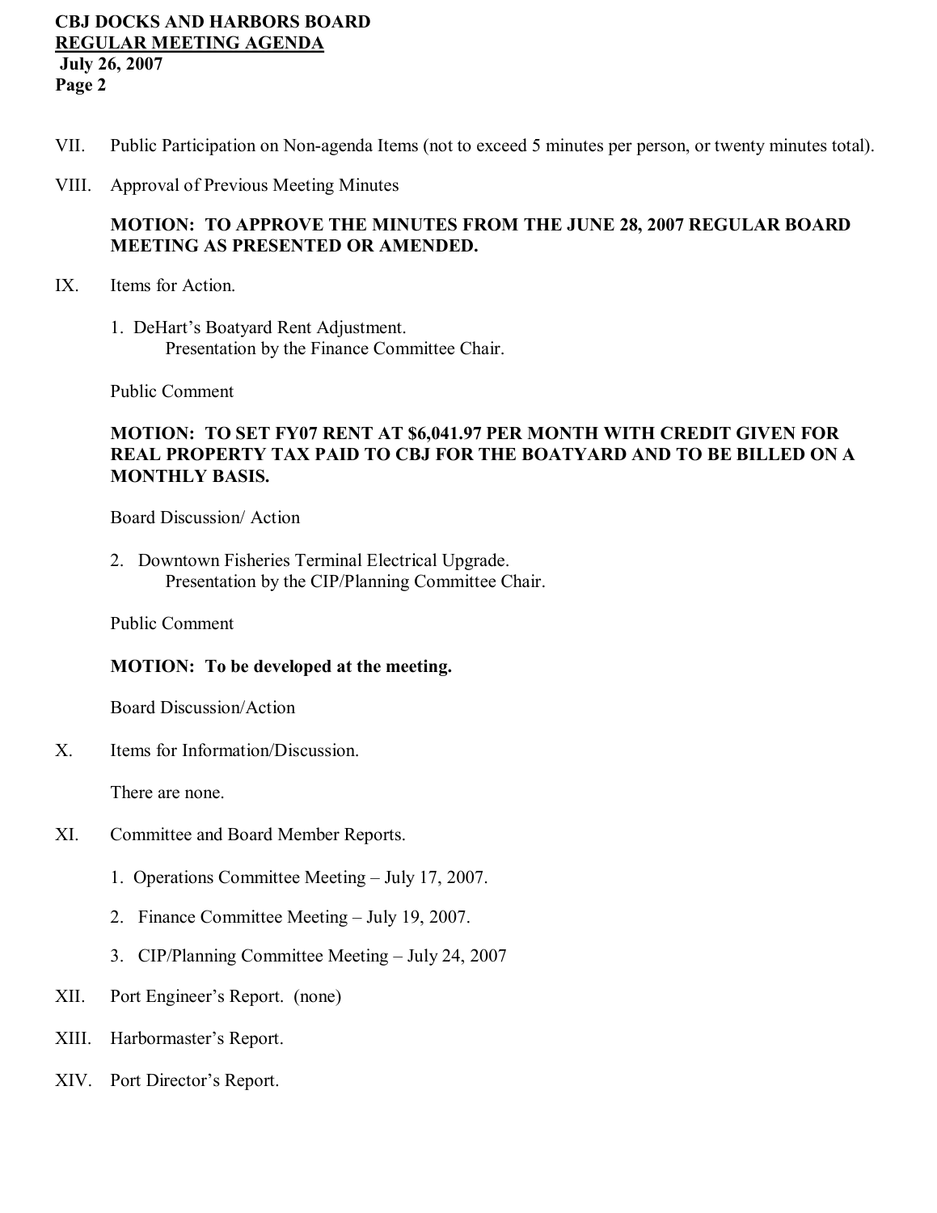VII. Public Participation on Non-agenda Items (not to exceed 5 minutes per person, or twenty minutes total).

VIII. Approval of Previous Meeting Minutes

**MOTION: TO APPROVE THE MINUTES FROM THE JUNE 28, 2007 REGULAR BOARD MEETING AS PRESENTED OR AMENDED.**

IX. Items for Action.

1. DeHart's Boatyard Rent Adjustment.
   Presentation by the Finance Committee Chair.

Public Comment

**MOTION: TO SET FY07 RENT AT $6,041.97 PER MONTH WITH CREDIT GIVEN FOR REAL PROPERTY TAX PAID TO CBJ FOR THE BOATYARD AND TO BE BILLED ON A MONTHLY BASIS.**

Board Discussion/ Action

2. Downtown Fisheries Terminal Electrical Upgrade.
   Presentation by the CIP/Planning Committee Chair.

Public Comment

**MOTION: To be developed at the meeting.**

Board Discussion/Action

X. Items for Information/Discussion.

There are none.

XI. Committee and Board Member Reports.

1. Operations Committee Meeting – July 17, 2007.
2. Finance Committee Meeting – July 19, 2007.
3. CIP/Planning Committee Meeting – July 24, 2007

XII. Port Engineer's Report. (none)

XIII. Harbormaster's Report.

XIV. Port Director's Report.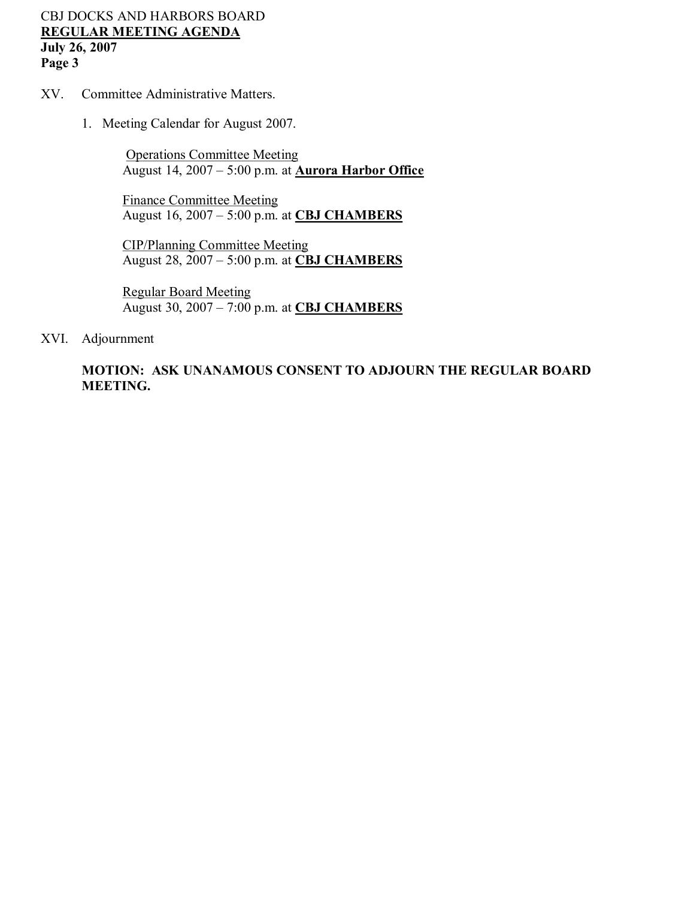XV. Committee Administrative Matters.

1. Meeting Calendar for August 2007.

   Operations Committee Meeting
   August 14, 2007 – 5:00 p.m. at **Aurora Harbor Office**

   Finance Committee Meeting
   August 16, 2007 – 5:00 p.m. at **CBJ CHAMBERS**

   CIP/Planning Committee Meeting
   August 28, 2007 – 5:00 p.m. at **CBJ CHAMBERS**

   Regular Board Meeting
   August 30, 2007 – 7:00 p.m. at **CBJ CHAMBERS**

XVI. Adjournment

**MOTION: ASK UNANAMOUS CONSENT TO ADJOURN THE REGULAR BOARD MEETING.**